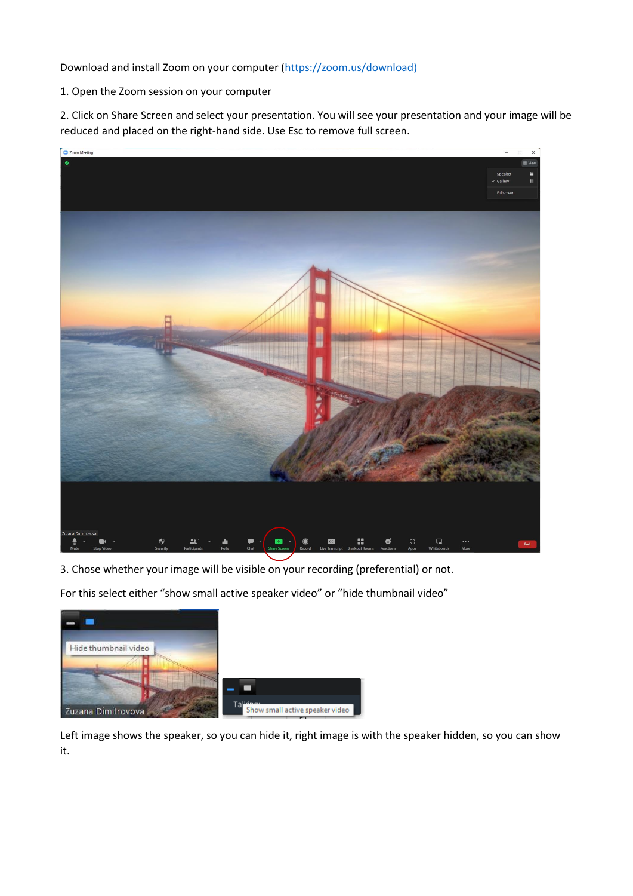Download and install Zoom on your computer (https://zoom.us/download)

1. Open the Zoom session on your computer

2. Click on Share Screen and select your presentation. You will see your presentation and your image will be reduced and placed on the right-hand side. Use Esc to remove full screen.

3. Chose whether your image will be visible on your recording (preferential) or not.

For this select either "show small active speaker video" or "hide thumbnail video"

Left image shows the speaker, so you can hide it, right image is with the speaker hidden, so you can show it.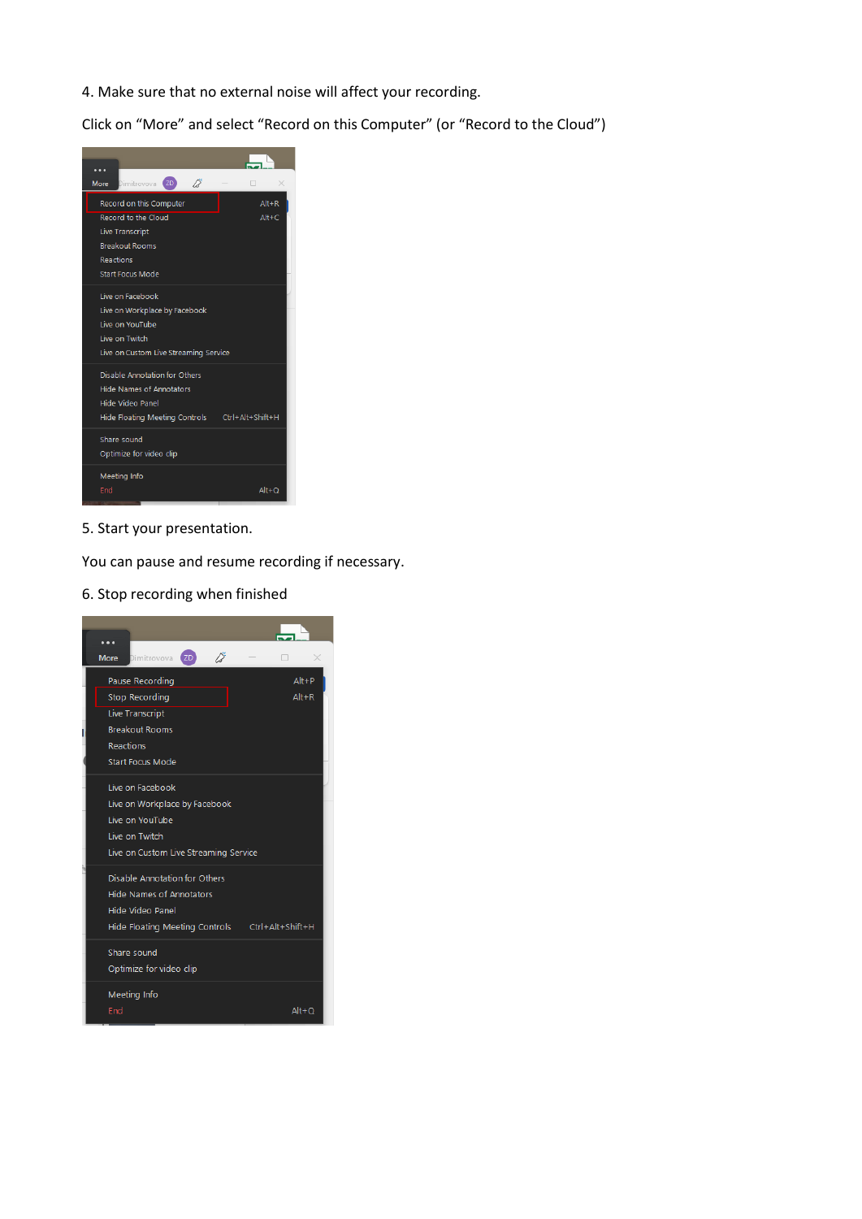4. Make sure that no external noise will affect your recording.

Click on “More” and select “Record on this Computer” (or “Record to the Cloud”)

5. Start your presentation.

You can pause and resume recording if necessary.

6. Stop recording when finished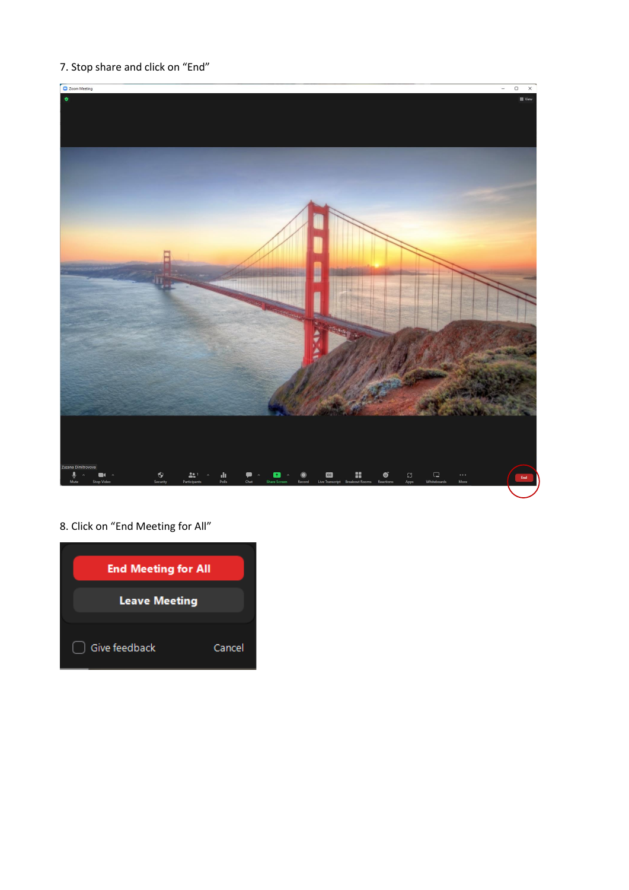7. Stop share and click on “End”

8. Click on “End Meeting for All”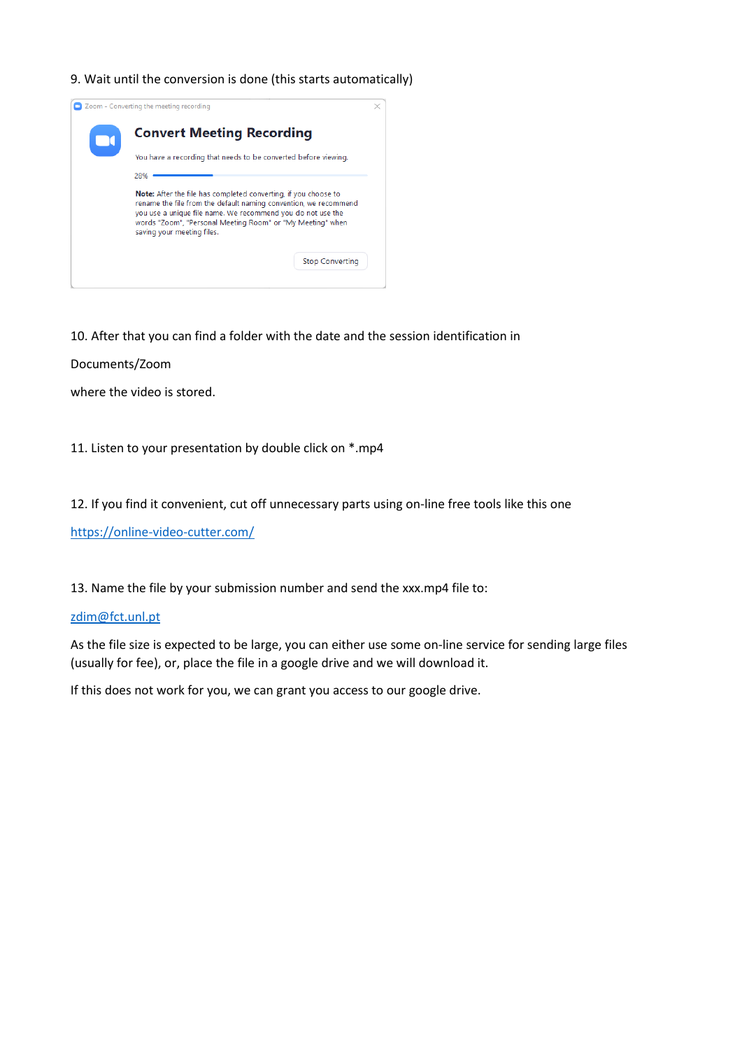9. Wait until the conversion is done (this starts automatically)

Zoom - Converting the meeting recording

**Convert Meeting Recording**

You have a recording that needs to be converted before viewing.

28%

**Note:** After the file has completed converting, if you choose to rename the file from the default naming convention, we recommend you use a unique file name. We recommend you do not use the words "Zoom", "Personal Meeting Room" or "My Meeting" when saving your meeting files.

Stop Converting

10. After that you can find a folder with the date and the session identification in

Documents/Zoom

where the video is stored.

11. Listen to your presentation by double click on *.mp4

12. If you find it convenient, cut off unnecessary parts using on-line free tools like this one

https://online-video-cutter.com/

13. Name the file by your submission number and send the xxx.mp4 file to:

zdim@fct.unl.pt

As the file size is expected to be large, you can either use some on-line service for sending large files (usually for fee), or, place the file in a google drive and we will download it.

If this does not work for you, we can grant you access to our google drive.